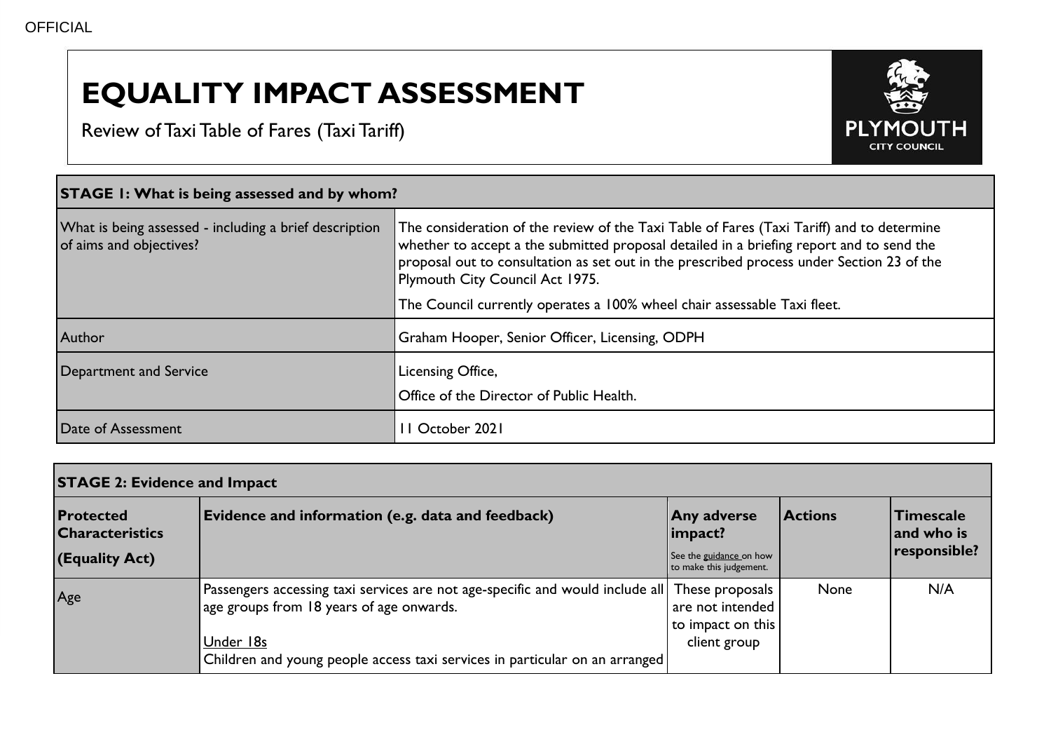OFFICIAL

# EQUALITY IMPACT ASSESSMENT

Review of Taxi Table of Fares (Taxi Tariff)

| STAGE 1: What is being assessed and by whom? | |
|---|---|
| What is being assessed - including a brief description of aims and objectives? | The consideration of the review of the Taxi Table of Fares (Taxi Tariff) and to determine whether to accept a the submitted proposal detailed in a briefing report and to send the proposal out to consultation as set out in the prescribed process under Section 23 of the Plymouth City Council Act 1975.<br><br>The Council currently operates a 100% wheel chair assessable Taxi fleet. |
| Author | Graham Hooper, Senior Officer, Licensing, ODPH |
| Department and Service | Licensing Office,<br><br>Office of the Director of Public Health. |
| Date of Assessment | 11 October 2021 |

| STAGE 2: Evidence and Impact | | | | |
|---|---|---|---|---|
| **Protected Characteristics (Equality Act)** | **Evidence and information (e.g. data and feedback)** | **Any adverse impact?** See the guidance on how to make this judgement. | **Actions** | **Timescale and who is responsible?** |
| Age | Passengers accessing taxi services are not age-specific and would include all age groups from 18 years of age onwards.<br><br>Under 18s<br>Children and young people access taxi services in particular on an arranged | These proposals are not intended to impact on this client group | None | N/A |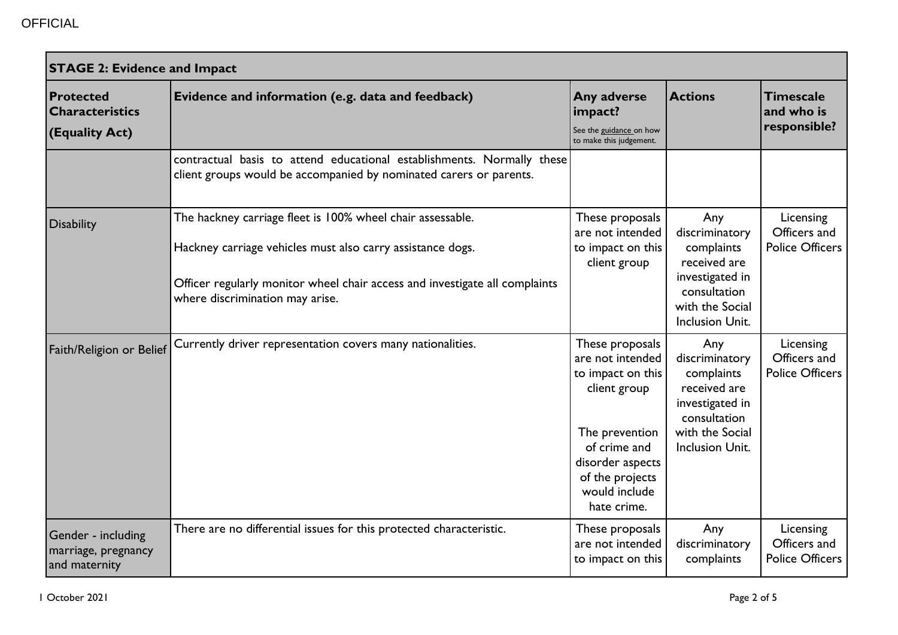| STAGE 2: Evidence and Impact | | | | |
|---|---|---|---|---|
| **Protected Characteristics (Equality Act)** | **Evidence and information (e.g. data and feedback)** | **Any adverse impact?** See the guidance on how to make this judgement. | **Actions** | **Timescale and who is responsible?** |
| | contractual basis to attend educational establishments. Normally these client groups would be accompanied by nominated carers or parents. | | | |
| Disability | The hackney carriage fleet is 100% wheel chair assessable.<br><br>Hackney carriage vehicles must also carry assistance dogs.<br><br>Officer regularly monitor wheel chair access and investigate all complaints where discrimination may arise. | These proposals are not intended to impact on this client group | Any discriminatory complaints received are investigated in consultation with the Social Inclusion Unit. | Licensing Officers and Police Officers |
| Faith/Religion or Belief | Currently driver representation covers many nationalities. | These proposals are not intended to impact on this client group<br><br>The prevention of crime and disorder aspects of the projects would include hate crime. | Any discriminatory complaints received are investigated in consultation with the Social Inclusion Unit. | Licensing Officers and Police Officers |
| Gender - including marriage, pregnancy and maternity | There are no differential issues for this protected characteristic. | These proposals are not intended to impact on this | Any discriminatory complaints | Licensing Officers and Police Officers |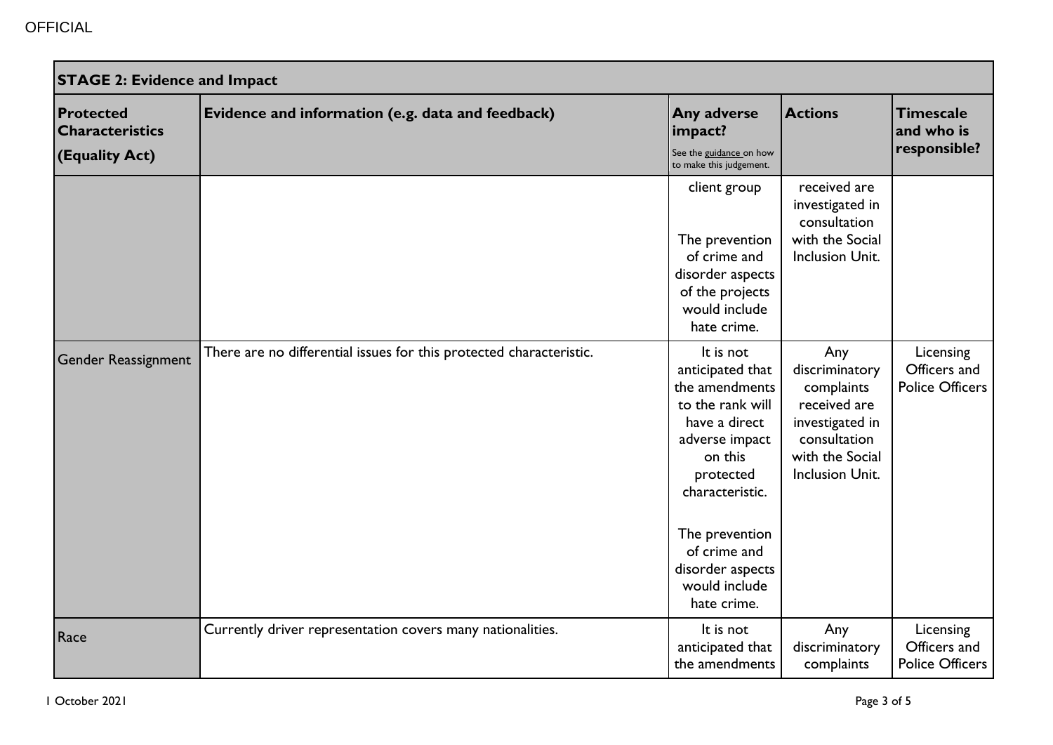| STAGE 2: Evidence and Impact | | | | |
|---|---|---|---|---|
| **Protected Characteristics (Equality Act)** | **Evidence and information (e.g. data and feedback)** | **Any adverse impact?** See the guidance on how to make this judgement. | **Actions** | **Timescale and who is responsible?** |
| | | client group<br><br>The prevention of crime and disorder aspects of the projects would include hate crime. | received are investigated in consultation with the Social Inclusion Unit. | |
| Gender Reassignment | There are no differential issues for this protected characteristic. | It is not anticipated that the amendments to the rank will have a direct adverse impact on this protected characteristic.<br><br>The prevention of crime and disorder aspects would include hate crime. | Any discriminatory complaints received are investigated in consultation with the Social Inclusion Unit. | Licensing Officers and Police Officers |
| Race | Currently driver representation covers many nationalities. | It is not anticipated that the amendments | Any discriminatory complaints | Licensing Officers and Police Officers |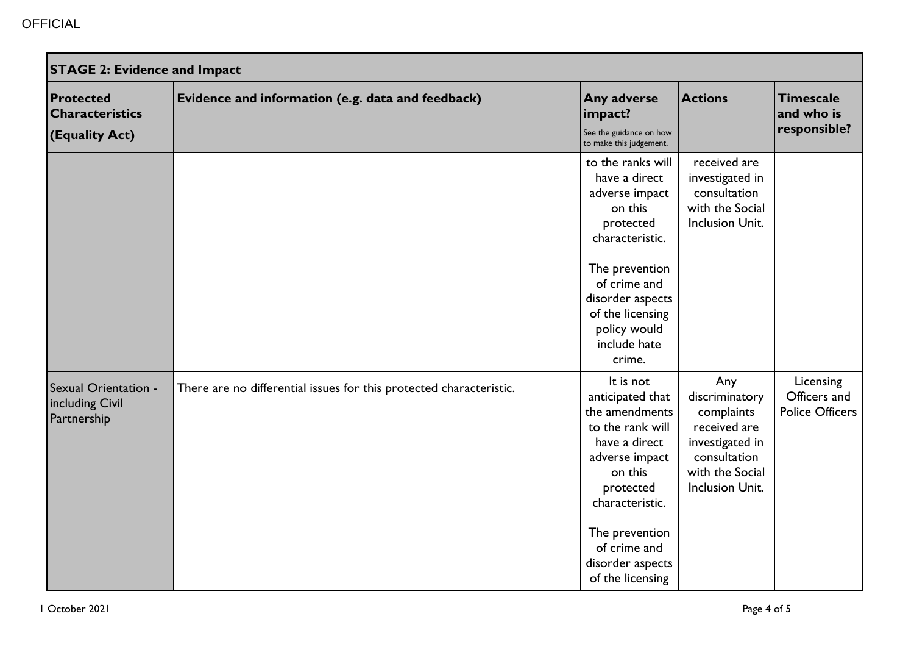OFFICIAL

| STAGE 2: Evidence and Impact | | | | |
|---|---|---|---|---|
| **Protected Characteristics (Equality Act)** | **Evidence and information (e.g. data and feedback)** | **Any adverse impact?** See the guidance on how to make this judgement. | **Actions** | **Timescale and who is responsible?** |
| | | to the ranks will have a direct adverse impact on this protected characteristic. The prevention of crime and disorder aspects of the licensing policy would include hate crime. | received are investigated in consultation with the Social Inclusion Unit. | |
| Sexual Orientation - including Civil Partnership | There are no differential issues for this protected characteristic. | It is not anticipated that the amendments to the rank will have a direct adverse impact on this protected characteristic. The prevention of crime and disorder aspects of the licensing | Any discriminatory complaints received are investigated in consultation with the Social Inclusion Unit. | Licensing Officers and Police Officers |

1 October 2021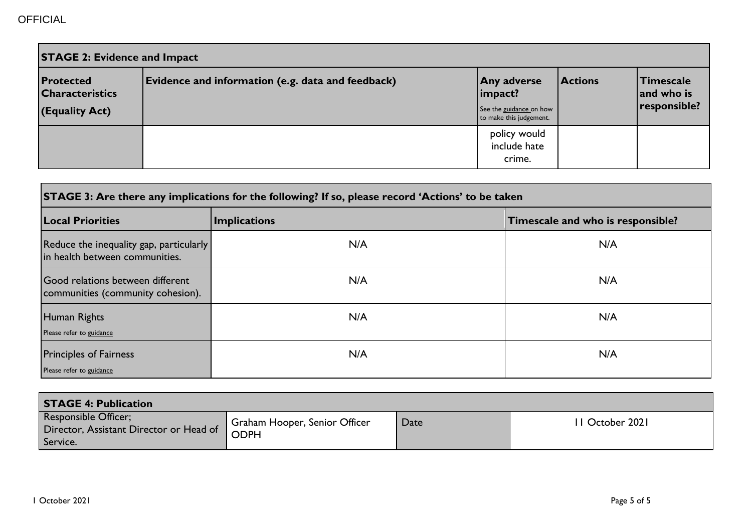| STAGE 2: Evidence and Impact | | | | |
|---|---|---|---|---|
| **Protected Characteristics (Equality Act)** | **Evidence and information (e.g. data and feedback)** | **Any adverse impact?** See the guidance on how to make this judgement. | **Actions** | **Timescale and who is responsible?** |
| | | policy would include hate crime. | | |

| STAGE 3: Are there any implications for the following? If so, please record 'Actions' to be taken | | |
|---|---|---|
| **Local Priorities** | **Implications** | **Timescale and who is responsible?** |
| Reduce the inequality gap, particularly in health between communities. | N/A | N/A |
| Good relations between different communities (community cohesion). | N/A | N/A |
| Human Rights<br>Please refer to guidance | N/A | N/A |
| Principles of Fairness<br>Please refer to guidance | N/A | N/A |

| STAGE 4: Publication | | | |
|---|---|---|---|
| Responsible Officer; Director, Assistant Director or Head of Service. | Graham Hooper, Senior Officer ODPH | Date | 11 October 2021 |